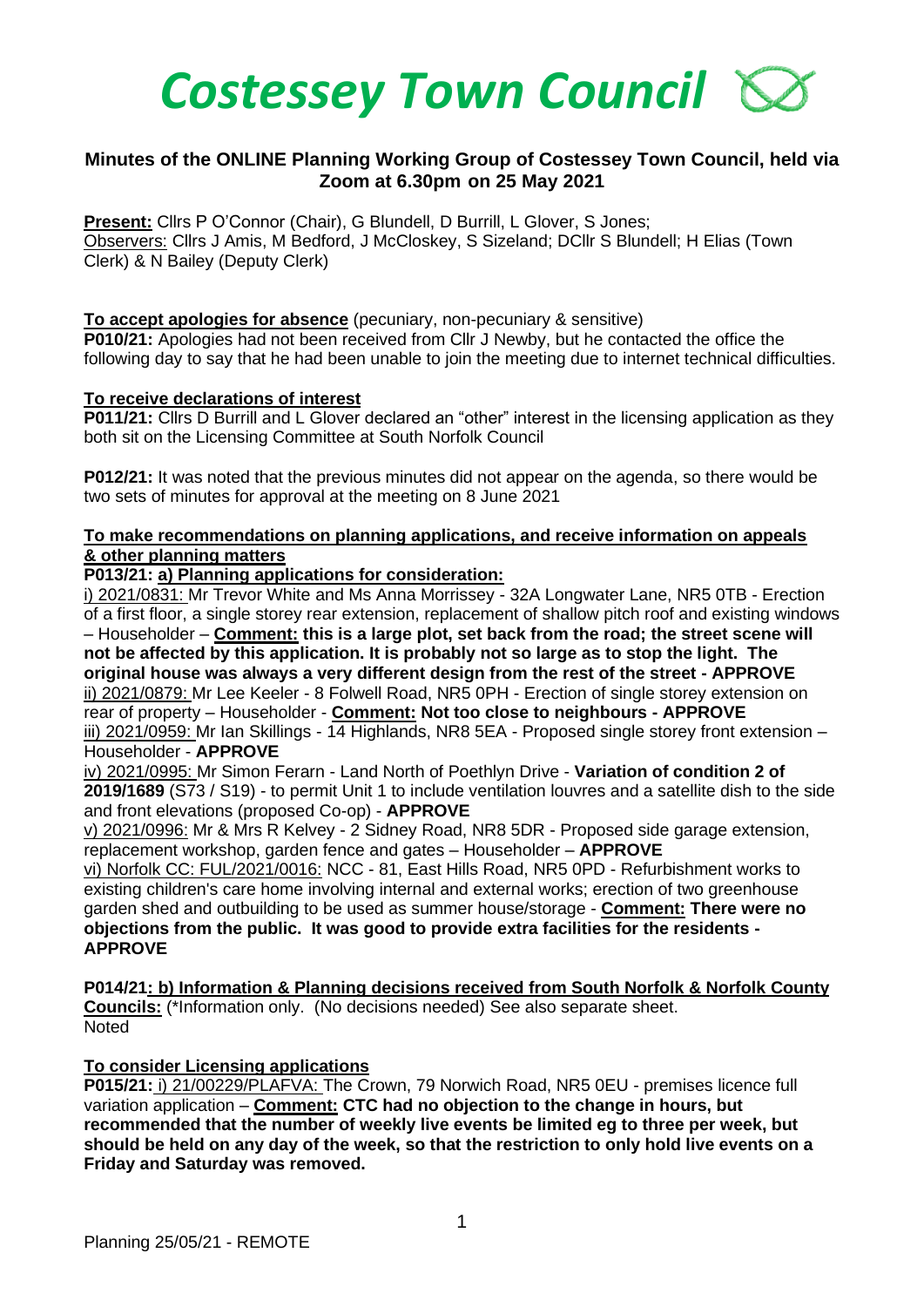# *Costessey Town Council*

## Minutes of the ONLINE Planning Working Group of Costessey Town Council, held via Zoom at 6.30pm on 25 May 2021

**Present:** Cllrs P O'Connor (Chair), G Blundell, D Burrill, L Glover, S Jones;
Observers: Cllrs J Amis, M Bedford, J McCloskey, S Sizeland; DCllr S Blundell; H Elias (Town Clerk) & N Bailey (Deputy Clerk)

**To accept apologies for absence** (pecuniary, non-pecuniary & sensitive)

**P010/21:** Apologies had not been received from Cllr J Newby, but he contacted the office the following day to say that he had been unable to join the meeting due to internet technical difficulties.

**To receive declarations of interest**

**P011/21:** Cllrs D Burrill and L Glover declared an "other" interest in the licensing application as they both sit on the Licensing Committee at South Norfolk Council

**P012/21:** It was noted that the previous minutes did not appear on the agenda, so there would be two sets of minutes for approval at the meeting on 8 June 2021

**To make recommendations on planning applications, and receive information on appeals & other planning matters**

**P013/21: a) Planning applications for consideration:**

i) 2021/0831: Mr Trevor White and Ms Anna Morrissey - 32A Longwater Lane, NR5 0TB - Erection of a first floor, a single storey rear extension, replacement of shallow pitch roof and existing windows – Householder – **Comment: this is a large plot, set back from the road; the street scene will not be affected by this application. It is probably not so large as to stop the light. The original house was always a very different design from the rest of the street - APPROVE**

ii) 2021/0879: Mr Lee Keeler - 8 Folwell Road, NR5 0PH - Erection of single storey extension on rear of property – Householder - **Comment: Not too close to neighbours - APPROVE**

iii) 2021/0959: Mr Ian Skillings - 14 Highlands, NR8 5EA - Proposed single storey front extension – Householder - **APPROVE**

iv) 2021/0995: Mr Simon Ferarn - Land North of Poethlyn Drive - **Variation of condition 2 of 2019/1689** (S73 / S19) - to permit Unit 1 to include ventilation louvres and a satellite dish to the side and front elevations (proposed Co-op) - **APPROVE**

v) 2021/0996: Mr & Mrs R Kelvey - 2 Sidney Road, NR8 5DR - Proposed side garage extension, replacement workshop, garden fence and gates – Householder – **APPROVE**

vi) Norfolk CC: FUL/2021/0016: NCC - 81, East Hills Road, NR5 0PD - Refurbishment works to existing children's care home involving internal and external works; erection of two greenhouse garden shed and outbuilding to be used as summer house/storage - **Comment: There were no objections from the public. It was good to provide extra facilities for the residents - APPROVE**

**P014/21: b) Information & Planning decisions received from South Norfolk & Norfolk County Councils:** (\*Information only. (No decisions needed) See also separate sheet.
Noted

**To consider Licensing applications**

**P015/21:** i) 21/00229/PLAFVA: The Crown, 79 Norwich Road, NR5 0EU - premises licence full variation application – **Comment: CTC had no objection to the change in hours, but recommended that the number of weekly live events be limited eg to three per week, but should be held on any day of the week, so that the restriction to only hold live events on a Friday and Saturday was removed.**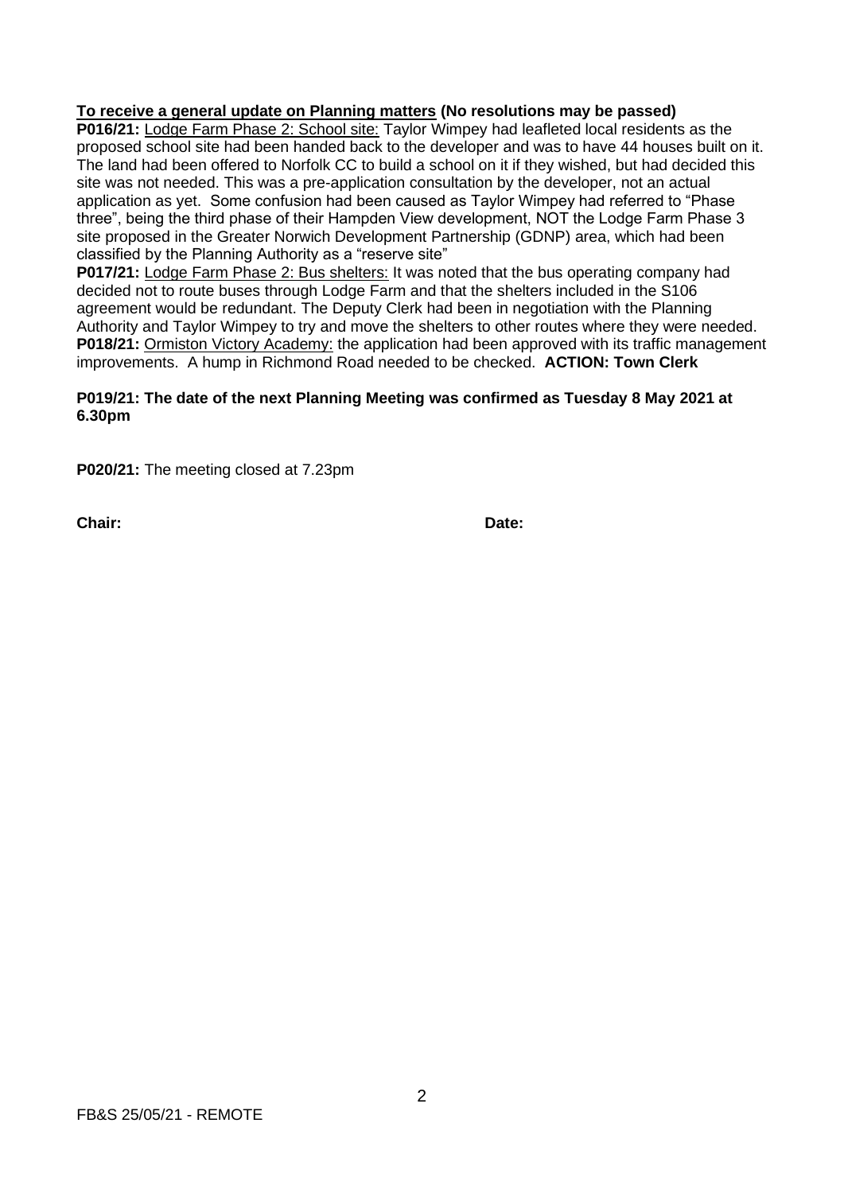**<u>To receive a general update on Planning matters</u> (No resolutions may be passed)**

**P016/21:** <u>Lodge Farm Phase 2: School site:</u> Taylor Wimpey had leafleted local residents as the proposed school site had been handed back to the developer and was to have 44 houses built on it. The land had been offered to Norfolk CC to build a school on it if they wished, but had decided this site was not needed. This was a pre-application consultation by the developer, not an actual application as yet. Some confusion had been caused as Taylor Wimpey had referred to "Phase three", being the third phase of their Hampden View development, NOT the Lodge Farm Phase 3 site proposed in the Greater Norwich Development Partnership (GDNP) area, which had been classified by the Planning Authority as a "reserve site"

**P017/21:** <u>Lodge Farm Phase 2: Bus shelters:</u> It was noted that the bus operating company had decided not to route buses through Lodge Farm and that the shelters included in the S106 agreement would be redundant. The Deputy Clerk had been in negotiation with the Planning Authority and Taylor Wimpey to try and move the shelters to other routes where they were needed.

**P018/21:** <u>Ormiston Victory Academy:</u> the application had been approved with its traffic management improvements. A hump in Richmond Road needed to be checked. **ACTION: Town Clerk**

**P019/21: The date of the next Planning Meeting was confirmed as Tuesday 8 May 2021 at 6.30pm**

**P020/21:** The meeting closed at 7.23pm

**Chair:** **Date:**

FB&S 25/05/21 - REMOTE